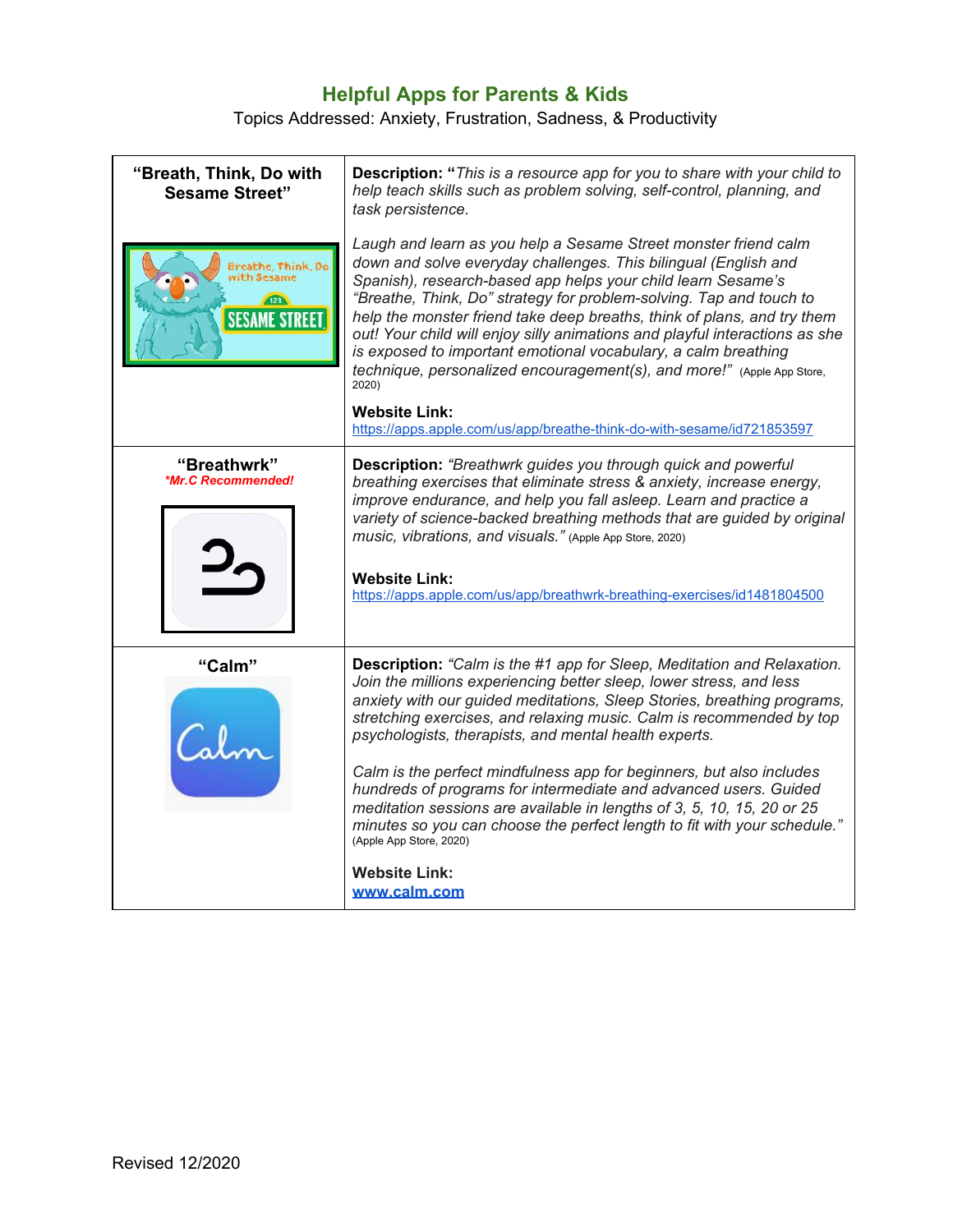# Helpful Apps for Parents & Kids

Topics Addressed: Anxiety, Frustration, Sadness, & Productivity

| | |
|---|---|
| **"Breath, Think, Do with Sesame Street"** | **Description:** "*This is a resource app for you to share with your child to help teach skills such as problem solving, self-control, planning, and task persistence.*<br><br>*Laugh and learn as you help a Sesame Street monster friend calm down and solve everyday challenges. This bilingual (English and Spanish), research-based app helps your child learn Sesame's "Breathe, Think, Do" strategy for problem-solving. Tap and touch to help the monster friend take deep breaths, think of plans, and try them out! Your child will enjoy silly animations and playful interactions as she is exposed to important emotional vocabulary, a calm breathing technique, personalized encouragement(s), and more!"* (Apple App Store, 2020)<br><br>**Website Link:**<br>https://apps.apple.com/us/app/breathe-think-do-with-sesame/id721853597 |
| **"Breathwrk"**<br>***Mr.C Recommended!*** | **Description:** *"Breathwrk guides you through quick and powerful breathing exercises that eliminate stress & anxiety, increase energy, improve endurance, and help you fall asleep. Learn and practice a variety of science-backed breathing methods that are guided by original music, vibrations, and visuals."* (Apple App Store, 2020)<br><br>**Website Link:**<br>https://apps.apple.com/us/app/breathwrk-breathing-exercises/id1481804500 |
| **"Calm"** | **Description:** *"Calm is the #1 app for Sleep, Meditation and Relaxation. Join the millions experiencing better sleep, lower stress, and less anxiety with our guided meditations, Sleep Stories, breathing programs, stretching exercises, and relaxing music. Calm is recommended by top psychologists, therapists, and mental health experts.*<br><br>*Calm is the perfect mindfulness app for beginners, but also includes hundreds of programs for intermediate and advanced users. Guided meditation sessions are available in lengths of 3, 5, 10, 15, 20 or 25 minutes so you can choose the perfect length to fit with your schedule."* (Apple App Store, 2020)<br><br>**Website Link:**<br>**www.calm.com** |

Revised 12/2020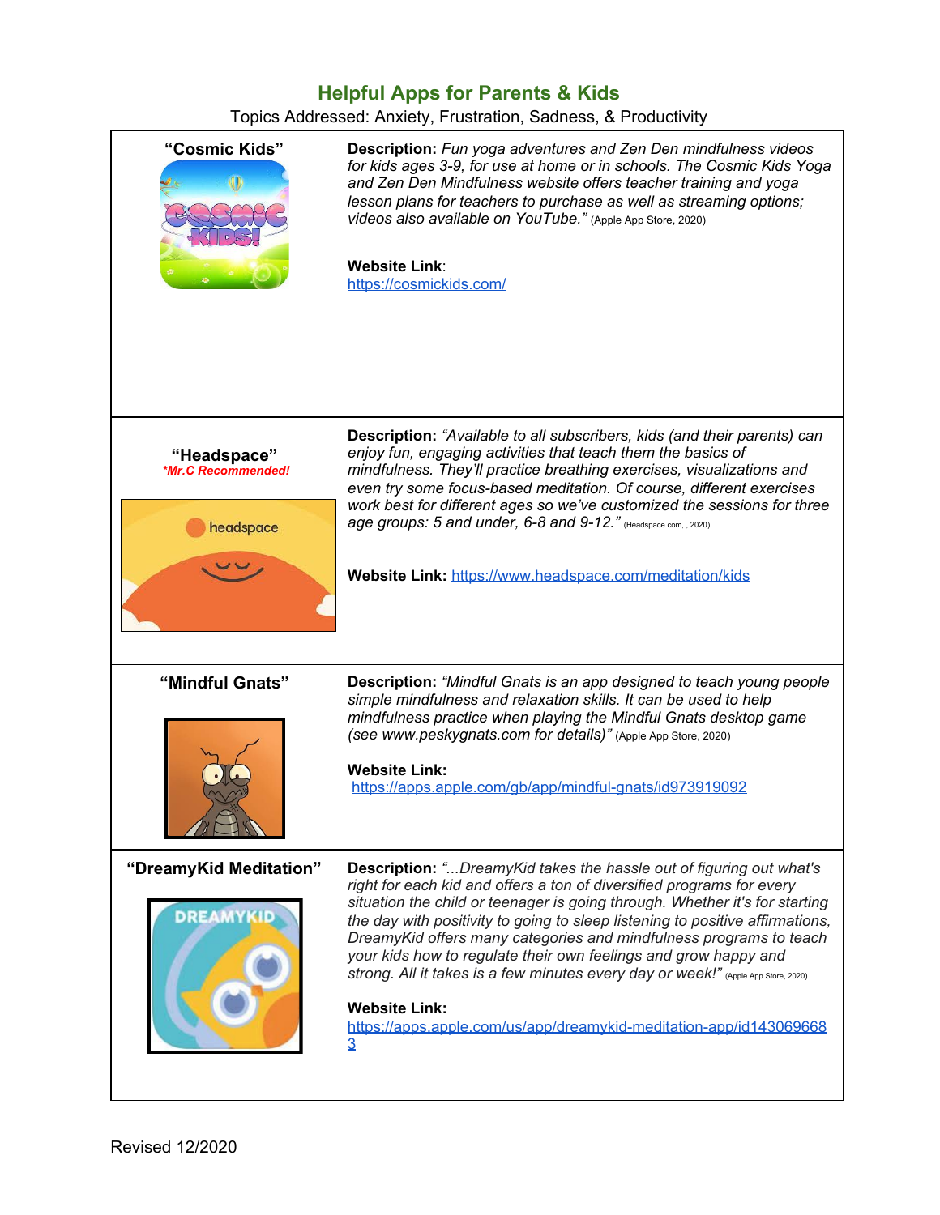## Helpful Apps for Parents & Kids

Topics Addressed: Anxiety, Frustration, Sadness, & Productivity

| App | Details |
| --- | --- |
| **"Cosmic Kids"** | **Description:** *Fun yoga adventures and Zen Den mindfulness videos for kids ages 3-9, for use at home or in schools. The Cosmic Kids Yoga and Zen Den Mindfulness website offers teacher training and yoga lesson plans for teachers to purchase as well as streaming options; videos also available on YouTube."* (Apple App Store, 2020) <br><br> **Website Link**: [https://cosmickids.com/](https://cosmickids.com/) |
| **"Headspace"** <br> ***Mr.C Recommended!*** | **Description:** *"Available to all subscribers, kids (and their parents) can enjoy fun, engaging activities that teach them the basics of mindfulness. They'll practice breathing exercises, visualizations and even try some focus-based meditation. Of course, different exercises work best for different ages so we've customized the sessions for three age groups: 5 and under, 6-8 and 9-12."* (Headspace.com, , 2020) <br><br> **Website Link:** [https://www.headspace.com/meditation/kids](https://www.headspace.com/meditation/kids) |
| **"Mindful Gnats"** | **Description:** *"Mindful Gnats is an app designed to teach young people simple mindfulness and relaxation skills. It can be used to help mindfulness practice when playing the Mindful Gnats desktop game (see www.peskygnats.com for details)"* (Apple App Store, 2020) <br><br> **Website Link:** [https://apps.apple.com/gb/app/mindful-gnats/id973919092](https://apps.apple.com/gb/app/mindful-gnats/id973919092) |
| **"DreamyKid Meditation"** | **Description:** *"...DreamyKid takes the hassle out of figuring out what's right for each kid and offers a ton of diversified programs for every situation the child or teenager is going through. Whether it's for starting the day with positivity to going to sleep listening to positive affirmations, DreamyKid offers many categories and mindfulness programs to teach your kids how to regulate their own feelings and grow happy and strong. All it takes is a few minutes every day or week!"* (Apple App Store, 2020) <br><br> **Website Link:** [https://apps.apple.com/us/app/dreamykid-meditation-app/id1430696683](https://apps.apple.com/us/app/dreamykid-meditation-app/id1430696683) |

Revised 12/2020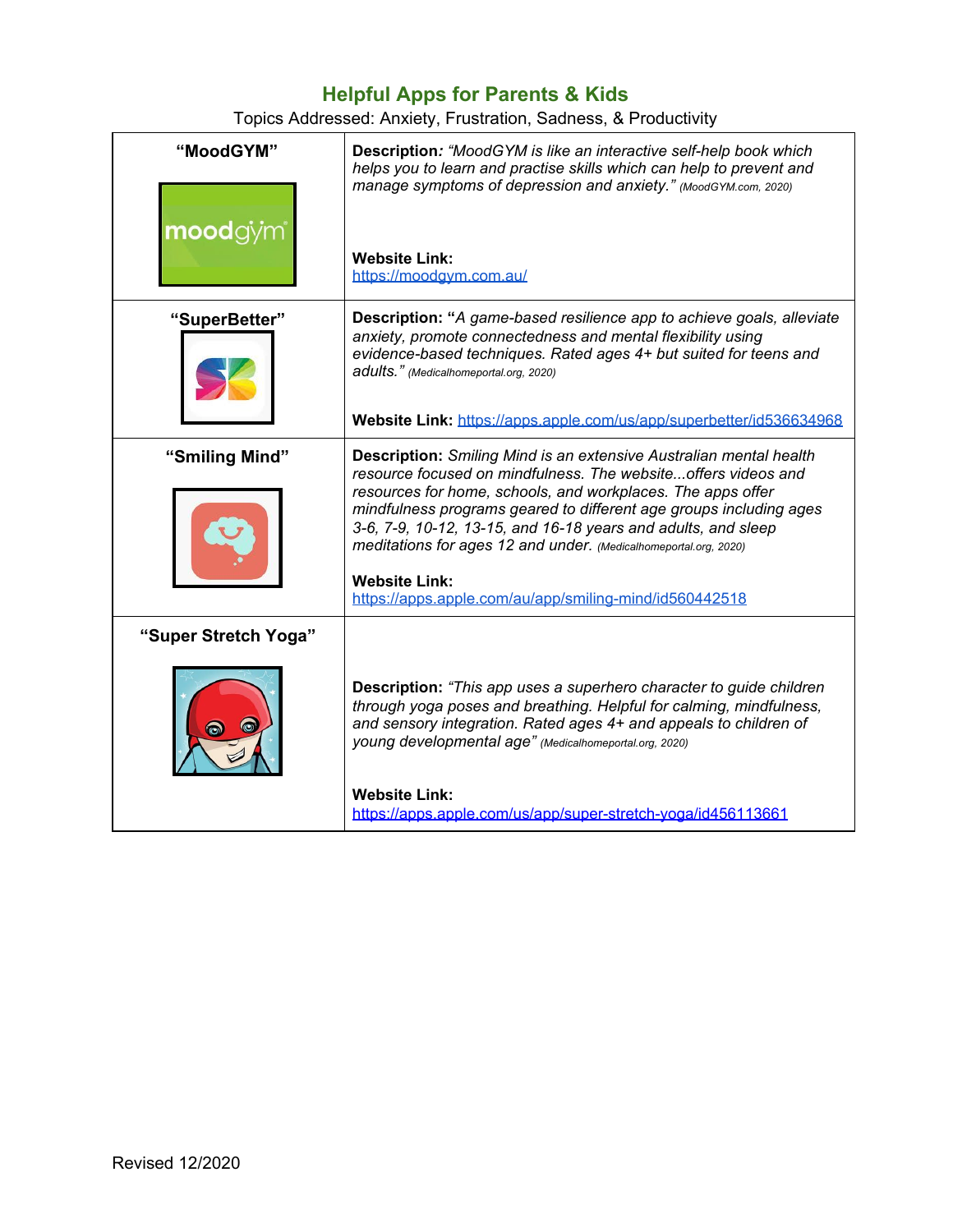## Helpful Apps for Parents & Kids

Topics Addressed: Anxiety, Frustration, Sadness, & Productivity

| | |
|---|---|
| **"MoodGYM"** | **Description:** *"MoodGYM is like an interactive self-help book which helps you to learn and practise skills which can help to prevent and manage symptoms of depression and anxiety."* (MoodGYM.com, 2020) **Website Link:** https://moodgym.com.au/ |
| **"SuperBetter"** | **Description:** *"A game-based resilience app to achieve goals, alleviate anxiety, promote connectedness and mental flexibility using evidence-based techniques. Rated ages 4+ but suited for teens and adults."* (Medicalhomeportal.org, 2020) **Website Link:** https://apps.apple.com/us/app/superbetter/id536634968 |
| **"Smiling Mind"** | **Description:** *Smiling Mind is an extensive Australian mental health resource focused on mindfulness. The website...offers videos and resources for home, schools, and workplaces. The apps offer mindfulness programs geared to different age groups including ages 3-6, 7-9, 10-12, 13-15, and 16-18 years and adults, and sleep meditations for ages 12 and under.* (Medicalhomeportal.org, 2020) **Website Link:** https://apps.apple.com/au/app/smiling-mind/id560442518 |
| **"Super Stretch Yoga"** | **Description:** *"This app uses a superhero character to guide children through yoga poses and breathing. Helpful for calming, mindfulness, and sensory integration. Rated ages 4+ and appeals to children of young developmental age"* (Medicalhomeportal.org, 2020) **Website Link:** https://apps.apple.com/us/app/super-stretch-yoga/id456113661 |

Revised 12/2020